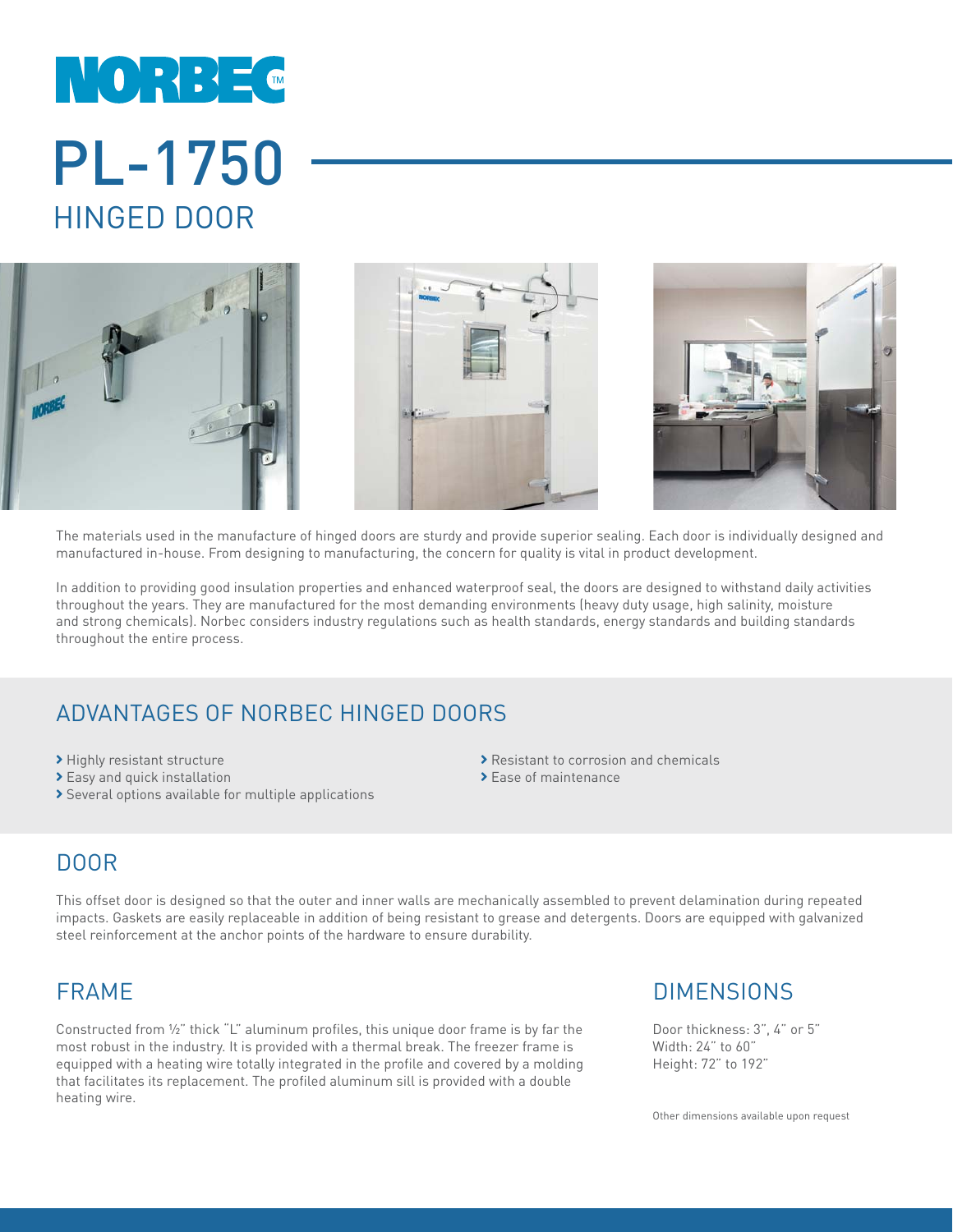# NORBEC™

# PL-1750

## HINGED DOOR

The materials used in the manufacture of hinged doors are sturdy and provide superior sealing. Each door is individually designed and manufactured in-house. From designing to manufacturing, the concern for quality is vital in product development.

In addition to providing good insulation properties and enhanced waterproof seal, the doors are designed to withstand daily activities throughout the years. They are manufactured for the most demanding environments (heavy duty usage, high salinity, moisture and strong chemicals). Norbec considers industry regulations such as health standards, energy standards and building standards throughout the entire process.

## ADVANTAGES OF NORBEC HINGED DOORS

- Highly resistant structure
- Easy and quick installation
- Several options available for multiple applications
- Resistant to corrosion and chemicals
- Ease of maintenance

## DOOR

This offset door is designed so that the outer and inner walls are mechanically assembled to prevent delamination during repeated impacts. Gaskets are easily replaceable in addition of being resistant to grease and detergents. Doors are equipped with galvanized steel reinforcement at the anchor points of the hardware to ensure durability.

## FRAME

Constructed from ½" thick "L" aluminum profiles, this unique door frame is by far the most robust in the industry. It is provided with a thermal break. The freezer frame is equipped with a heating wire totally integrated in the profile and covered by a molding that facilitates its replacement. The profiled aluminum sill is provided with a double heating wire.

## DIMENSIONS

Door thickness: 3", 4" or 5"
Width: 24" to 60"
Height: 72" to 192"

Other dimensions available upon request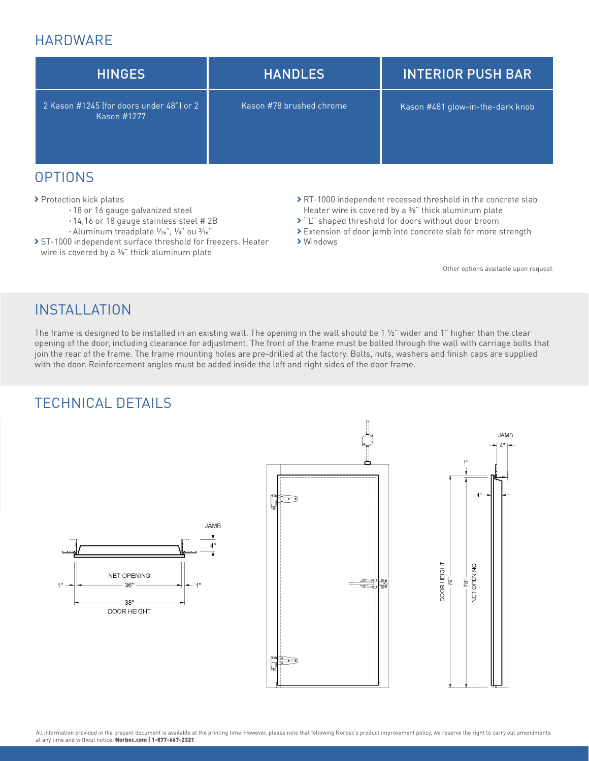## HARDWARE

| HINGES | HANDLES | INTERIOR PUSH BAR |
| --- | --- | --- |
| 2 Kason #1245 (for doors under 48") or 2 Kason #1277 | Kason #78 brushed chrome | Kason #481 glow-in-the-dark knob |

## OPTIONS

- Protection kick plates
  - 18 or 16 gauge galvanized steel
  - 14,16 or 18 gauge stainless steel # 2B
  - Aluminum treadplate 1⁄16", 1⁄8" ou 3⁄16"
- ST-1000 independent surface threshold for freezers. Heater wire is covered by a 3⁄8" thick aluminum plate
- RT-1000 independent recessed threshold in the concrete slab Heater wire is covered by a 3⁄8" thick aluminum plate
- "L" shaped threshold for doors without door broom
- Extension of door jamb into concrete slab for more strength
- Windows

Other options available upon request.

## INSTALLATION

The frame is designed to be installed in an existing wall. The opening in the wall should be 1 ½" wider and 1" higher than the clear opening of the door, including clearance for adjustment. The front of the frame must be bolted through the wall with carriage bolts that join the rear of the frame. The frame mounting holes are pre-drilled at the factory. Bolts, nuts, washers and finish caps are supplied with the door. Reinforcement angles must be added inside the left and right sides of the door frame.

## TECHNICAL DETAILS

JAMB
4"
NET OPENING
1"
36"
1"
38"
DOOR HEIGHT

JAMB
4"
1"
4"
DOOR HEIGHT
79"
78"
NET OPENING

All information provided in the present document is available at the printing time. However, please note that following Norbec's product improvement policy, we reserve the right to carry out amendments at any time and without notice. **Norbec.com | 1-877-667-2321**